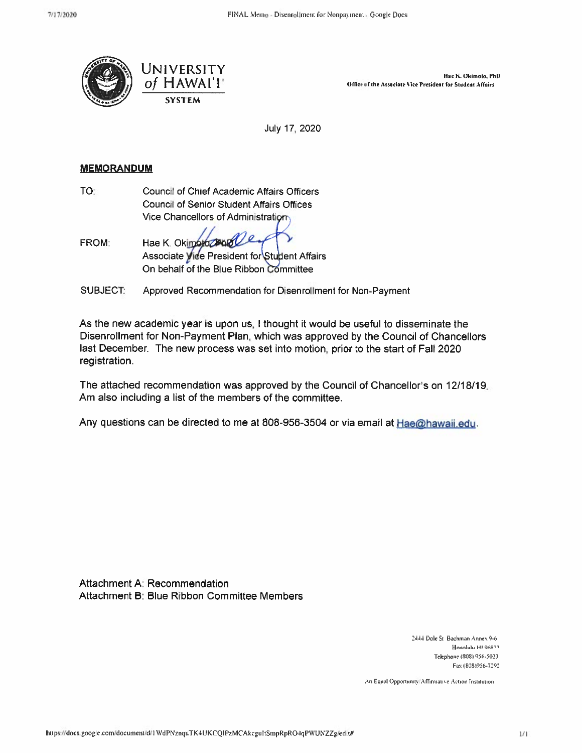UNIVERSITY *of* HAWAI'I
SYSTEM

Hae K. Okimoto, PhD
Office of the Associate Vice President for Student Affairs

July 17, 2020

**MEMORANDUM**

TO: Council of Chief Academic Affairs Officers
Council of Senior Student Affairs Offices
Vice Chancellors of Administration

FROM: Hae K. Okimoto, PhD
Associate Vice President for Student Affairs
On behalf of the Blue Ribbon Committee

SUBJECT: Approved Recommendation for Disenrollment for Non-Payment

As the new academic year is upon us, I thought it would be useful to disseminate the Disenrollment for Non-Payment Plan, which was approved by the Council of Chancellors last December. The new process was set into motion, prior to the start of Fall 2020 registration.

The attached recommendation was approved by the Council of Chancellor's on 12/18/19. Am also including a list of the members of the committee.

Any questions can be directed to me at 808-956-3504 or via email at Hae@hawaii.edu.

Attachment A: Recommendation
Attachment B: Blue Ribbon Committee Members

2444 Dole St. Bachman Annex 9-6
Honolulu, HI 96822
Telephone (808) 956-5023
Fax (808)956-7292

An Equal Opportunity/Affirmative Action Institution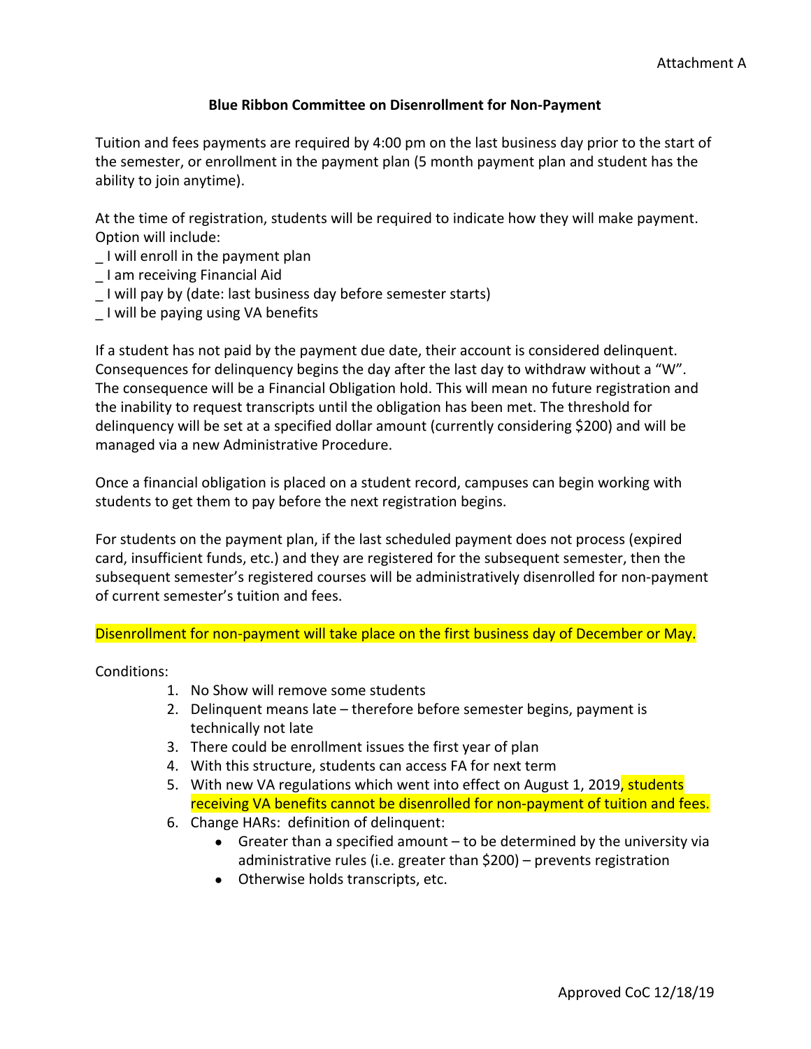Attachment A

## Blue Ribbon Committee on Disenrollment for Non-Payment

Tuition and fees payments are required by 4:00 pm on the last business day prior to the start of the semester, or enrollment in the payment plan (5 month payment plan and student has the ability to join anytime).

At the time of registration, students will be required to indicate how they will make payment. Option will include:
_ I will enroll in the payment plan
_ I am receiving Financial Aid
_ I will pay by (date: last business day before semester starts)
_ I will be paying using VA benefits

If a student has not paid by the payment due date, their account is considered delinquent. Consequences for delinquency begins the day after the last day to withdraw without a "W". The consequence will be a Financial Obligation hold. This will mean no future registration and the inability to request transcripts until the obligation has been met. The threshold for delinquency will be set at a specified dollar amount (currently considering $200) and will be managed via a new Administrative Procedure.

Once a financial obligation is placed on a student record, campuses can begin working with students to get them to pay before the next registration begins.

For students on the payment plan, if the last scheduled payment does not process (expired card, insufficient funds, etc.) and they are registered for the subsequent semester, then the subsequent semester's registered courses will be administratively disenrolled for non-payment of current semester's tuition and fees.

Disenrollment for non-payment will take place on the first business day of December or May.

Conditions:

1. No Show will remove some students
2. Delinquent means late – therefore before semester begins, payment is technically not late
3. There could be enrollment issues the first year of plan
4. With this structure, students can access FA for next term
5. With new VA regulations which went into effect on August 1, 2019, students receiving VA benefits cannot be disenrolled for non-payment of tuition and fees.
6. Change HARs: definition of delinquent:
   - Greater than a specified amount – to be determined by the university via administrative rules (i.e. greater than $200) – prevents registration
   - Otherwise holds transcripts, etc.

Approved CoC 12/18/19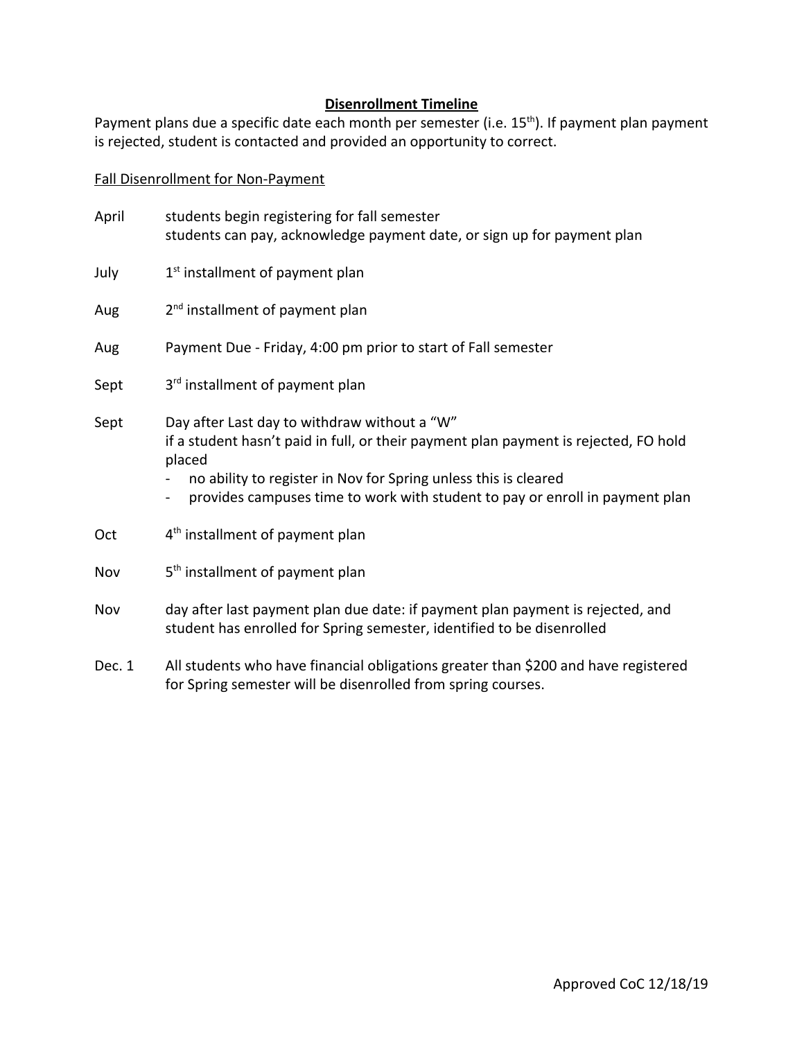## Disenrollment Timeline

Payment plans due a specific date each month per semester (i.e. 15th). If payment plan payment is rejected, student is contacted and provided an opportunity to correct.

Fall Disenrollment for Non-Payment

| | |
|---|---|
| April | students begin registering for fall semester<br>students can pay, acknowledge payment date, or sign up for payment plan |
| July | 1st installment of payment plan |
| Aug | 2nd installment of payment plan |
| Aug | Payment Due - Friday, 4:00 pm prior to start of Fall semester |
| Sept | 3rd installment of payment plan |
| Sept | Day after Last day to withdraw without a "W"<br>if a student hasn't paid in full, or their payment plan payment is rejected, FO hold placed<br>- no ability to register in Nov for Spring unless this is cleared<br>- provides campuses time to work with student to pay or enroll in payment plan |
| Oct | 4th installment of payment plan |
| Nov | 5th installment of payment plan |
| Nov | day after last payment plan due date: if payment plan payment is rejected, and student has enrolled for Spring semester, identified to be disenrolled |
| Dec. 1 | All students who have financial obligations greater than $200 and have registered for Spring semester will be disenrolled from spring courses. |

Approved CoC 12/18/19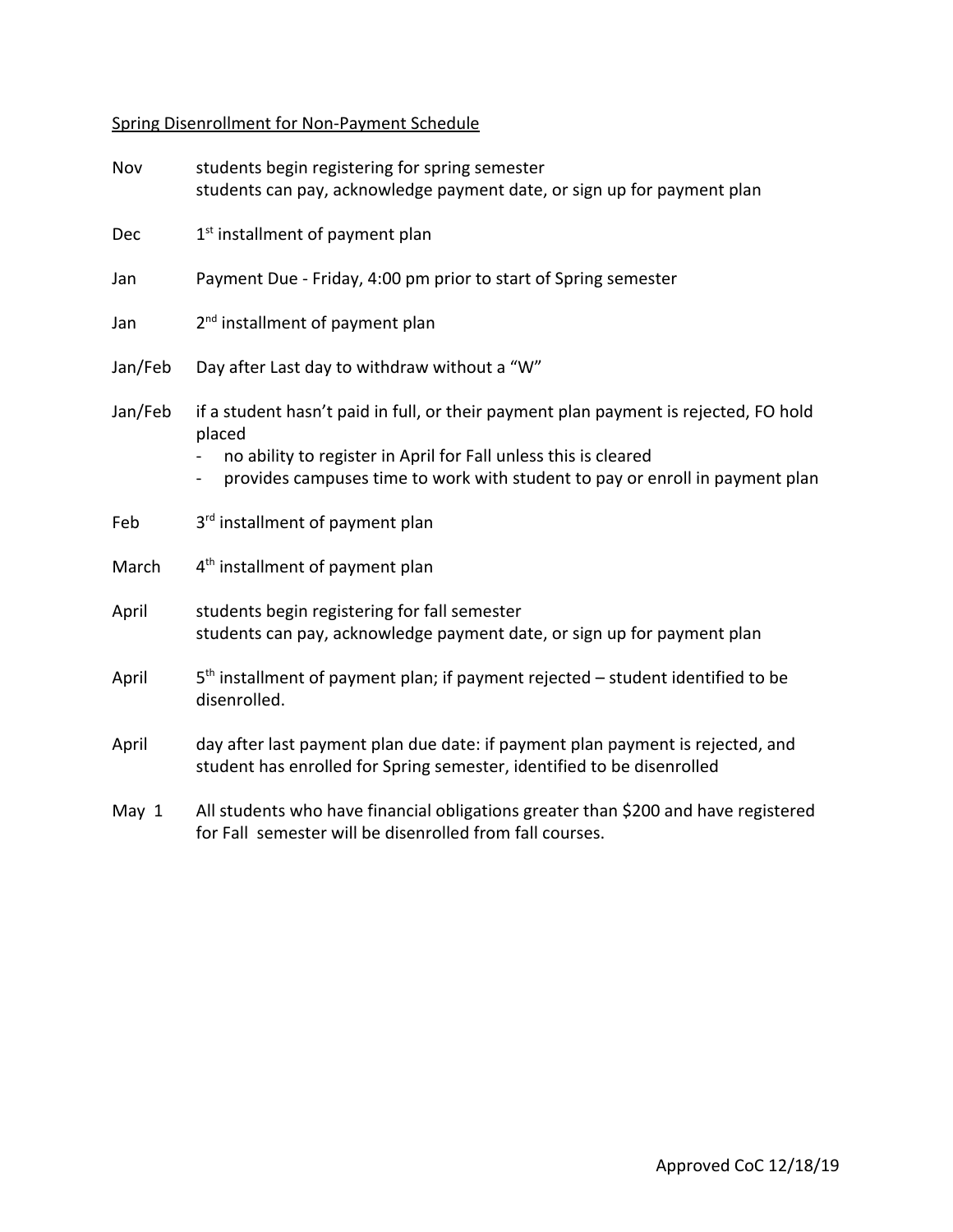Spring Disenrollment for Non-Payment Schedule

| | |
|---|---|
| Nov | students begin registering for spring semester<br>students can pay, acknowledge payment date, or sign up for payment plan |
| Dec | 1st installment of payment plan |
| Jan | Payment Due - Friday, 4:00 pm prior to start of Spring semester |
| Jan | 2nd installment of payment plan |
| Jan/Feb | Day after Last day to withdraw without a "W" |
| Jan/Feb | if a student hasn't paid in full, or their payment plan payment is rejected, FO hold placed<br>- no ability to register in April for Fall unless this is cleared<br>- provides campuses time to work with student to pay or enroll in payment plan |
| Feb | 3rd installment of payment plan |
| March | 4th installment of payment plan |
| April | students begin registering for fall semester<br>students can pay, acknowledge payment date, or sign up for payment plan |
| April | 5th installment of payment plan; if payment rejected – student identified to be disenrolled. |
| April | day after last payment plan due date: if payment plan payment is rejected, and student has enrolled for Spring semester, identified to be disenrolled |
| May 1 | All students who have financial obligations greater than $200 and have registered for Fall semester will be disenrolled from fall courses. |

Approved CoC 12/18/19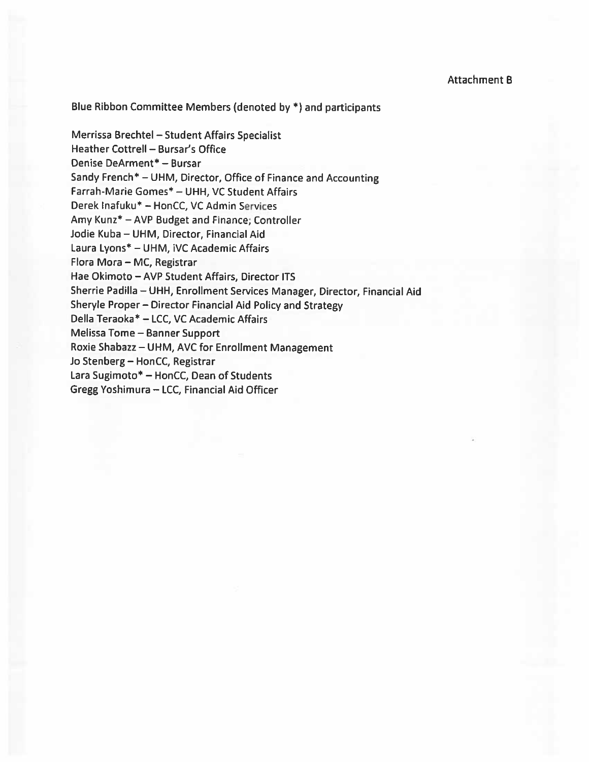Attachment B

Blue Ribbon Committee Members (denoted by *) and participants

Merrissa Brechtel – Student Affairs Specialist
Heather Cottrell – Bursar's Office
Denise DeArment* – Bursar
Sandy French* – UHM, Director, Office of Finance and Accounting
Farrah-Marie Gomes* – UHH, VC Student Affairs
Derek Inafuku* – HonCC, VC Admin Services
Amy Kunz* – AVP Budget and Finance; Controller
Jodie Kuba – UHM, Director, Financial Aid
Laura Lyons* – UHM, iVC Academic Affairs
Flora Mora – MC, Registrar
Hae Okimoto – AVP Student Affairs, Director ITS
Sherrie Padilla – UHH, Enrollment Services Manager, Director, Financial Aid
Sheryle Proper – Director Financial Aid Policy and Strategy
Della Teraoka* – LCC, VC Academic Affairs
Melissa Tome – Banner Support
Roxie Shabazz – UHM, AVC for Enrollment Management
Jo Stenberg – HonCC, Registrar
Lara Sugimoto* – HonCC, Dean of Students
Gregg Yoshimura – LCC, Financial Aid Officer